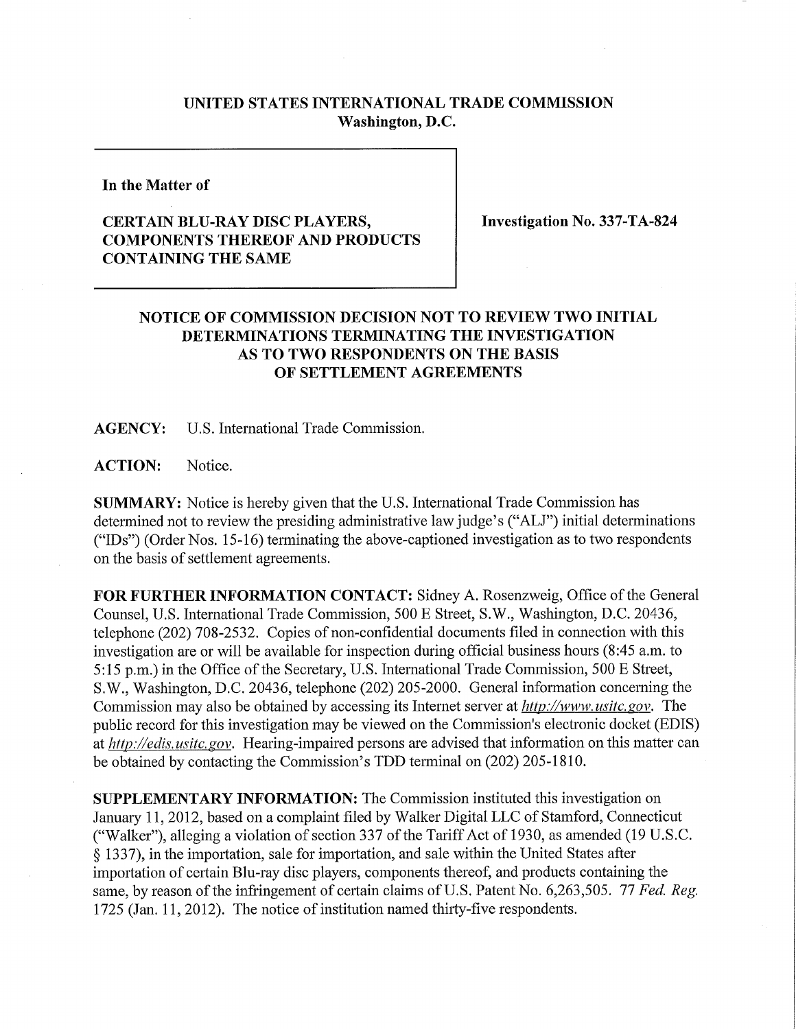**UNITED STATES INTERNATIONAL TRADE COMMISSION**
**Washington, D.C.**

**In the Matter of**

**CERTAIN BLU-RAY DISC PLAYERS, COMPONENTS THEREOF AND PRODUCTS CONTAINING THE SAME**

**Investigation No. 337-TA-824**

## NOTICE OF COMMISSION DECISION NOT TO REVIEW TWO INITIAL DETERMINATIONS TERMINATING THE INVESTIGATION AS TO TWO RESPONDENTS ON THE BASIS OF SETTLEMENT AGREEMENTS

**AGENCY:** U.S. International Trade Commission.

**ACTION:** Notice.

**SUMMARY:** Notice is hereby given that the U.S. International Trade Commission has determined not to review the presiding administrative law judge's ("ALJ") initial determinations ("IDs") (Order Nos. 15-16) terminating the above-captioned investigation as to two respondents on the basis of settlement agreements.

**FOR FURTHER INFORMATION CONTACT:** Sidney A. Rosenzweig, Office of the General Counsel, U.S. International Trade Commission, 500 E Street, S.W., Washington, D.C. 20436, telephone (202) 708-2532. Copies of non-confidential documents filed in connection with this investigation are or will be available for inspection during official business hours (8:45 a.m. to 5:15 p.m.) in the Office of the Secretary, U.S. International Trade Commission, 500 E Street, S.W., Washington, D.C. 20436, telephone (202) 205-2000. General information concerning the Commission may also be obtained by accessing its Internet server at *http://www.usitc.gov*. The public record for this investigation may be viewed on the Commission's electronic docket (EDIS) at *http://edis.usitc.gov*. Hearing-impaired persons are advised that information on this matter can be obtained by contacting the Commission's TDD terminal on (202) 205-1810.

**SUPPLEMENTARY INFORMATION:** The Commission instituted this investigation on January 11, 2012, based on a complaint filed by Walker Digital LLC of Stamford, Connecticut ("Walker"), alleging a violation of section 337 of the Tariff Act of 1930, as amended (19 U.S.C. § 1337), in the importation, sale for importation, and sale within the United States after importation of certain Blu-ray disc players, components thereof, and products containing the same, by reason of the infringement of certain claims of U.S. Patent No. 6,263,505. 77 *Fed. Reg.* 1725 (Jan. 11, 2012). The notice of institution named thirty-five respondents.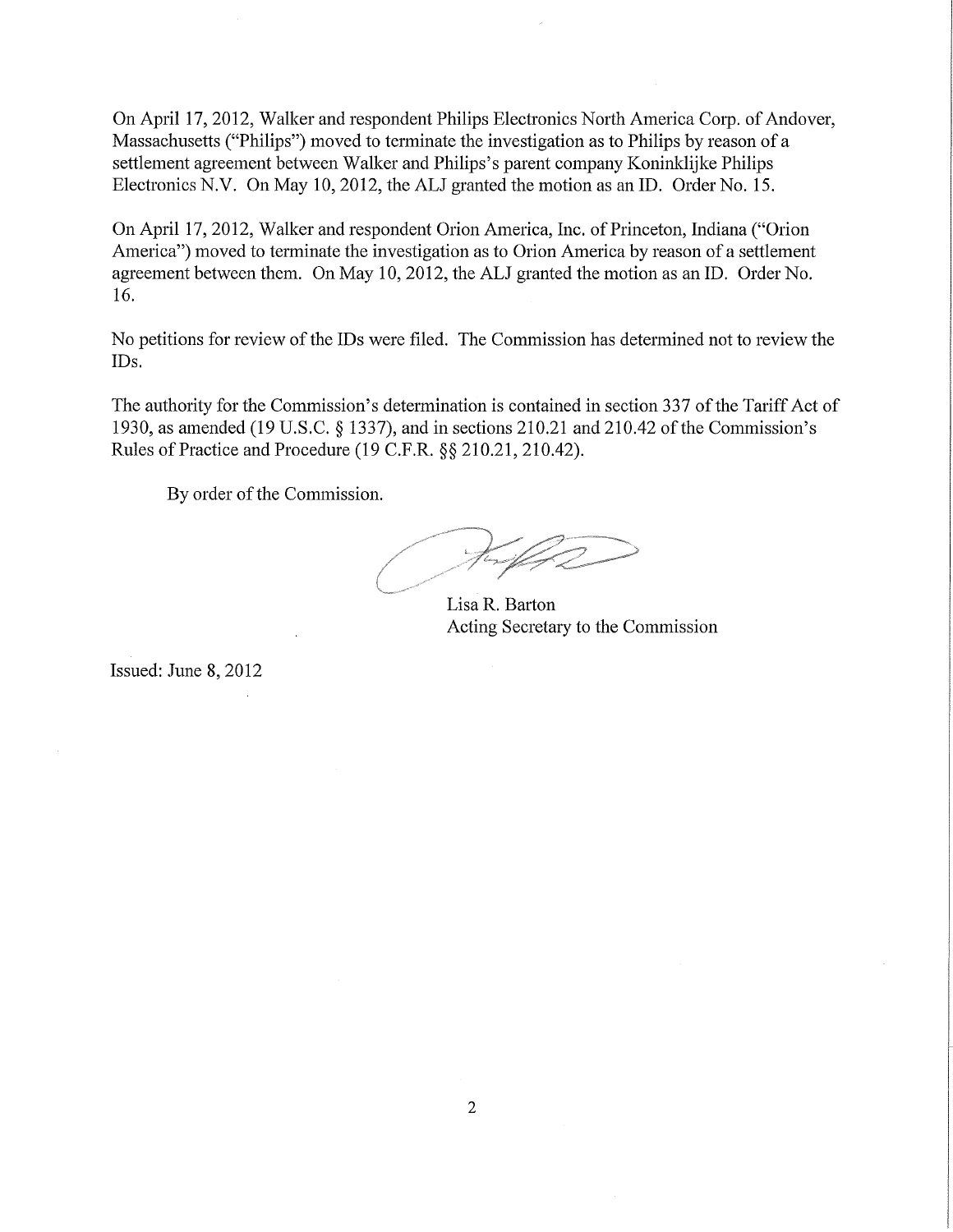On April 17, 2012, Walker and respondent Philips Electronics North America Corp. of Andover, Massachusetts ("Philips") moved to terminate the investigation as to Philips by reason of a settlement agreement between Walker and Philips's parent company Koninklijke Philips Electronics N.V. On May 10, 2012, the ALJ granted the motion as an ID. Order No. 15.

On April 17, 2012, Walker and respondent Orion America, Inc. of Princeton, Indiana ("Orion America") moved to terminate the investigation as to Orion America by reason of a settlement agreement between them. On May 10, 2012, the ALJ granted the motion as an ID. Order No. 16.

No petitions for review of the IDs were filed. The Commission has determined not to review the IDs.

The authority for the Commission's determination is contained in section 337 of the Tariff Act of 1930, as amended (19 U.S.C. § 1337), and in sections 210.21 and 210.42 of the Commission's Rules of Practice and Procedure (19 C.F.R. §§ 210.21, 210.42).

By order of the Commission.

Lisa R. Barton
Acting Secretary to the Commission

Issued: June 8, 2012